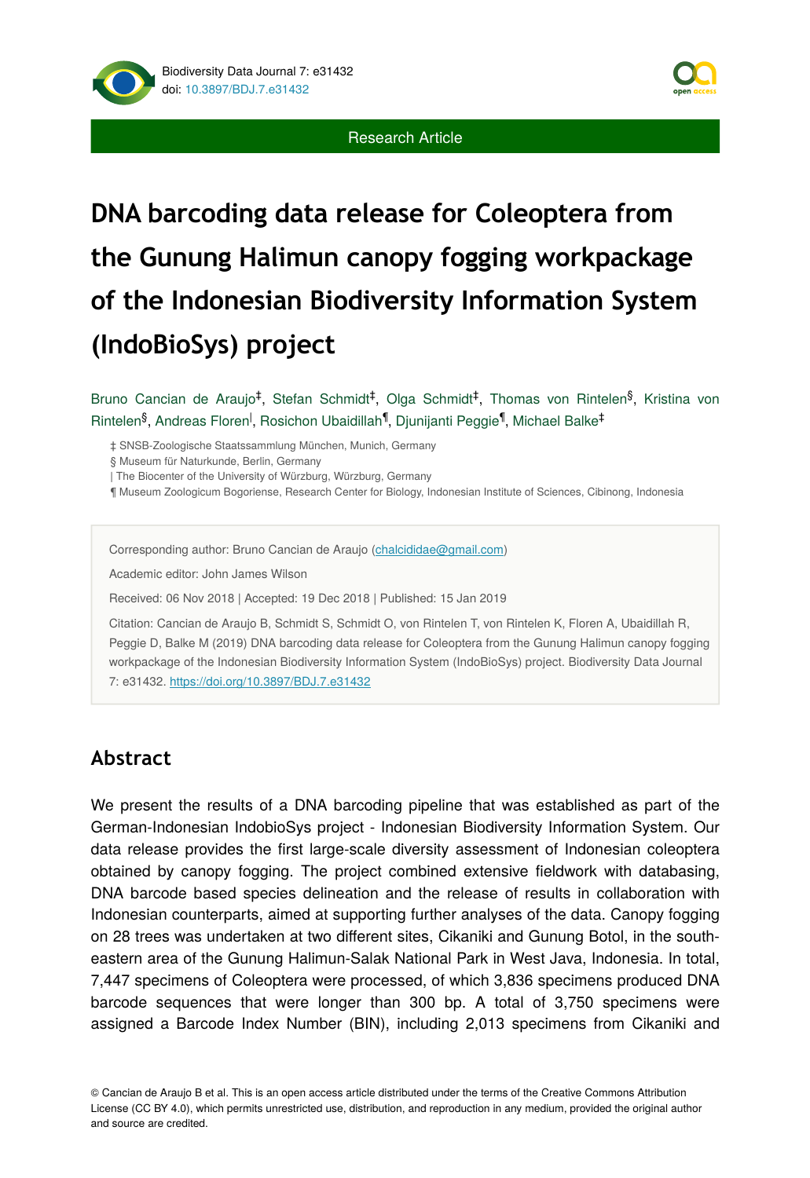Research Article

# DNA barcoding data release for Coleoptera from the Gunung Halimun canopy fogging workpackage of the Indonesian Biodiversity Information System (IndoBioSys) project

Bruno Cancian de Araujo[‡], Stefan Schmidt[‡], Olga Schmidt[‡], Thomas von Rintelen[§], Kristina von Rintelen[§], Andreas Floren[|], Rosichon Ubaidillah[¶], Djunijanti Peggie[¶], Michael Balke[‡]

‡ SNSB-Zoologische Staatssammlung München, Munich, Germany

§ Museum für Naturkunde, Berlin, Germany

| The Biocenter of the University of Würzburg, Würzburg, Germany

¶ Museum Zoologicum Bogoriense, Research Center for Biology, Indonesian Institute of Sciences, Cibinong, Indonesia

Corresponding author: Bruno Cancian de Araujo (chalcididae@gmail.com)

Academic editor: John James Wilson

Received: 06 Nov 2018 | Accepted: 19 Dec 2018 | Published: 15 Jan 2019

Citation: Cancian de Araujo B, Schmidt S, Schmidt O, von Rintelen T, von Rintelen K, Floren A, Ubaidillah R, Peggie D, Balke M (2019) DNA barcoding data release for Coleoptera from the Gunung Halimun canopy fogging workpackage of the Indonesian Biodiversity Information System (IndoBioSys) project. Biodiversity Data Journal 7: e31432. https://doi.org/10.3897/BDJ.7.e31432

## Abstract

We present the results of a DNA barcoding pipeline that was established as part of the German-Indonesian IndobioSys project - Indonesian Biodiversity Information System. Our data release provides the first large-scale diversity assessment of Indonesian coleoptera obtained by canopy fogging. The project combined extensive fieldwork with databasing, DNA barcode based species delineation and the release of results in collaboration with Indonesian counterparts, aimed at supporting further analyses of the data. Canopy fogging on 28 trees was undertaken at two different sites, Cikaniki and Gunung Botol, in the south-eastern area of the Gunung Halimun-Salak National Park in West Java, Indonesia. In total, 7,447 specimens of Coleoptera were processed, of which 3,836 specimens produced DNA barcode sequences that were longer than 300 bp. A total of 3,750 specimens were assigned a Barcode Index Number (BIN), including 2,013 specimens from Cikaniki and

© Cancian de Araujo B et al. This is an open access article distributed under the terms of the Creative Commons Attribution License (CC BY 4.0), which permits unrestricted use, distribution, and reproduction in any medium, provided the original author and source are credited.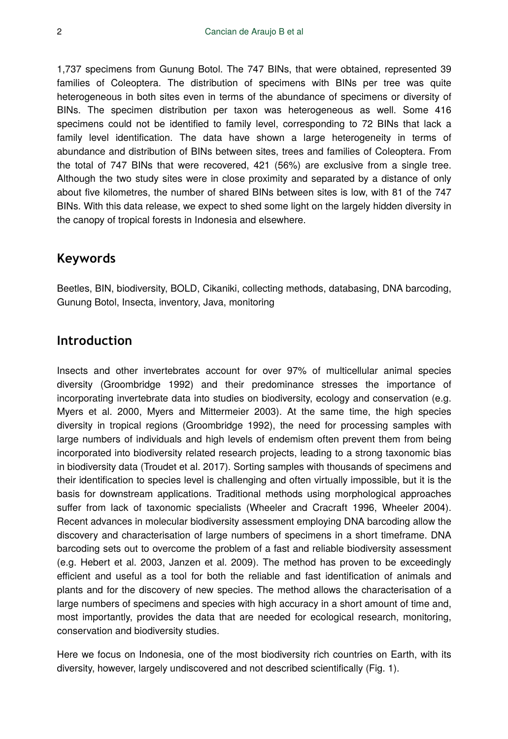1,737 specimens from Gunung Botol. The 747 BINs, that were obtained, represented 39 families of Coleoptera. The distribution of specimens with BINs per tree was quite heterogeneous in both sites even in terms of the abundance of specimens or diversity of BINs. The specimen distribution per taxon was heterogeneous as well. Some 416 specimens could not be identified to family level, corresponding to 72 BINs that lack a family level identification. The data have shown a large heterogeneity in terms of abundance and distribution of BINs between sites, trees and families of Coleoptera. From the total of 747 BINs that were recovered, 421 (56%) are exclusive from a single tree. Although the two study sites were in close proximity and separated by a distance of only about five kilometres, the number of shared BINs between sites is low, with 81 of the 747 BINs. With this data release, we expect to shed some light on the largely hidden diversity in the canopy of tropical forests in Indonesia and elsewhere.

## Keywords

Beetles, BIN, biodiversity, BOLD, Cikaniki, collecting methods, databasing, DNA barcoding, Gunung Botol, Insecta, inventory, Java, monitoring

## Introduction

Insects and other invertebrates account for over 97% of multicellular animal species diversity (Groombridge 1992) and their predominance stresses the importance of incorporating invertebrate data into studies on biodiversity, ecology and conservation (e.g. Myers et al. 2000, Myers and Mittermeier 2003). At the same time, the high species diversity in tropical regions (Groombridge 1992), the need for processing samples with large numbers of individuals and high levels of endemism often prevent them from being incorporated into biodiversity related research projects, leading to a strong taxonomic bias in biodiversity data (Troudet et al. 2017). Sorting samples with thousands of specimens and their identification to species level is challenging and often virtually impossible, but it is the basis for downstream applications. Traditional methods using morphological approaches suffer from lack of taxonomic specialists (Wheeler and Cracraft 1996, Wheeler 2004). Recent advances in molecular biodiversity assessment employing DNA barcoding allow the discovery and characterisation of large numbers of specimens in a short timeframe. DNA barcoding sets out to overcome the problem of a fast and reliable biodiversity assessment (e.g. Hebert et al. 2003, Janzen et al. 2009). The method has proven to be exceedingly efficient and useful as a tool for both the reliable and fast identification of animals and plants and for the discovery of new species. The method allows the characterisation of a large numbers of specimens and species with high accuracy in a short amount of time and, most importantly, provides the data that are needed for ecological research, monitoring, conservation and biodiversity studies.

Here we focus on Indonesia, one of the most biodiversity rich countries on Earth, with its diversity, however, largely undiscovered and not described scientifically (Fig. 1).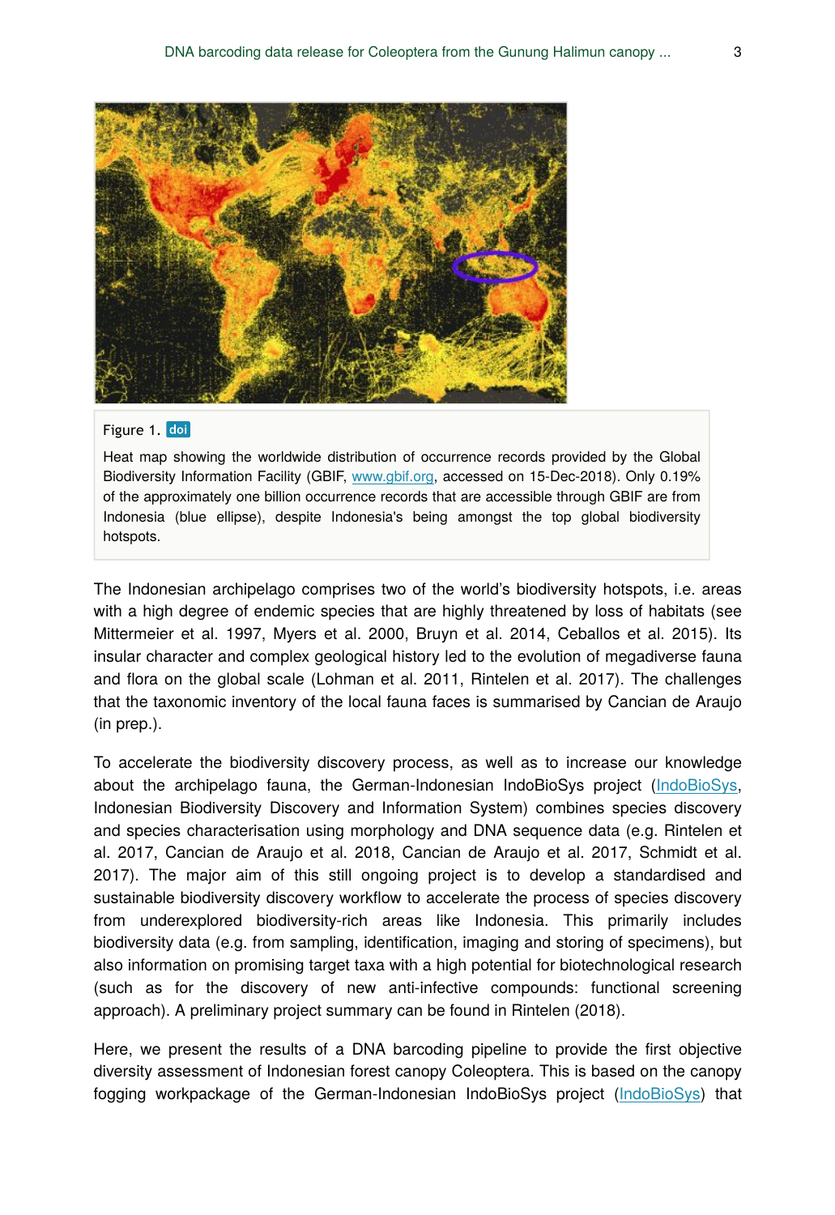Figure 1. doi

Heat map showing the worldwide distribution of occurrence records provided by the Global Biodiversity Information Facility (GBIF, www.gbif.org, accessed on 15-Dec-2018). Only 0.19% of the approximately one billion occurrence records that are accessible through GBIF are from Indonesia (blue ellipse), despite Indonesia's being amongst the top global biodiversity hotspots.

The Indonesian archipelago comprises two of the world's biodiversity hotspots, i.e. areas with a high degree of endemic species that are highly threatened by loss of habitats (see Mittermeier et al. 1997, Myers et al. 2000, Bruyn et al. 2014, Ceballos et al. 2015). Its insular character and complex geological history led to the evolution of megadiverse fauna and flora on the global scale (Lohman et al. 2011, Rintelen et al. 2017). The challenges that the taxonomic inventory of the local fauna faces is summarised by Cancian de Araujo (in prep.).

To accelerate the biodiversity discovery process, as well as to increase our knowledge about the archipelago fauna, the German-Indonesian IndoBioSys project (IndoBioSys, Indonesian Biodiversity Discovery and Information System) combines species discovery and species characterisation using morphology and DNA sequence data (e.g. Rintelen et al. 2017, Cancian de Araujo et al. 2018, Cancian de Araujo et al. 2017, Schmidt et al. 2017). The major aim of this still ongoing project is to develop a standardised and sustainable biodiversity discovery workflow to accelerate the process of species discovery from underexplored biodiversity-rich areas like Indonesia. This primarily includes biodiversity data (e.g. from sampling, identification, imaging and storing of specimens), but also information on promising target taxa with a high potential for biotechnological research (such as for the discovery of new anti-infective compounds: functional screening approach). A preliminary project summary can be found in Rintelen (2018).

Here, we present the results of a DNA barcoding pipeline to provide the first objective diversity assessment of Indonesian forest canopy Coleoptera. This is based on the canopy fogging workpackage of the German-Indonesian IndoBioSys project (IndoBioSys) that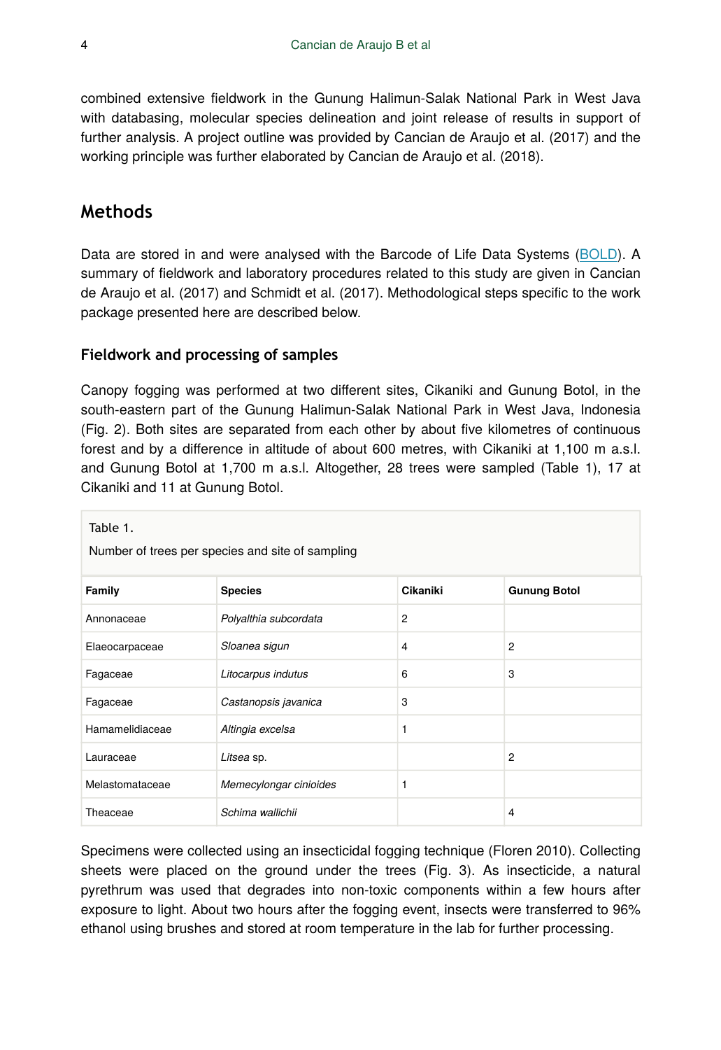combined extensive fieldwork in the Gunung Halimun-Salak National Park in West Java with databasing, molecular species delineation and joint release of results in support of further analysis. A project outline was provided by Cancian de Araujo et al. (2017) and the working principle was further elaborated by Cancian de Araujo et al. (2018).

## Methods

Data are stored in and were analysed with the Barcode of Life Data Systems (BOLD). A summary of fieldwork and laboratory procedures related to this study are given in Cancian de Araujo et al. (2017) and Schmidt et al. (2017). Methodological steps specific to the work package presented here are described below.

### Fieldwork and processing of samples

Canopy fogging was performed at two different sites, Cikaniki and Gunung Botol, in the south-eastern part of the Gunung Halimun-Salak National Park in West Java, Indonesia (Fig. 2). Both sites are separated from each other by about five kilometres of continuous forest and by a difference in altitude of about 600 metres, with Cikaniki at 1,100 m a.s.l. and Gunung Botol at 1,700 m a.s.l. Altogether, 28 trees were sampled (Table 1), 17 at Cikaniki and 11 at Gunung Botol.

Table 1.

Number of trees per species and site of sampling

| Family | Species | Cikaniki | Gunung Botol |
|---|---|---|---|
| Annonaceae | *Polyalthia subcordata* | 2 | |
| Elaeocarpaceae | *Sloanea sigun* | 4 | 2 |
| Fagaceae | *Litocarpus indutus* | 6 | 3 |
| Fagaceae | *Castanopsis javanica* | 3 | |
| Hamamelidiaceae | *Altingia excelsa* | 1 | |
| Lauraceae | *Litsea* sp. | | 2 |
| Melastomataceae | *Memecylongar cinioides* | 1 | |
| Theaceae | *Schima wallichii* | | 4 |

Specimens were collected using an insecticidal fogging technique (Floren 2010). Collecting sheets were placed on the ground under the trees (Fig. 3). As insecticide, a natural pyrethrum was used that degrades into non-toxic components within a few hours after exposure to light. About two hours after the fogging event, insects were transferred to 96% ethanol using brushes and stored at room temperature in the lab for further processing.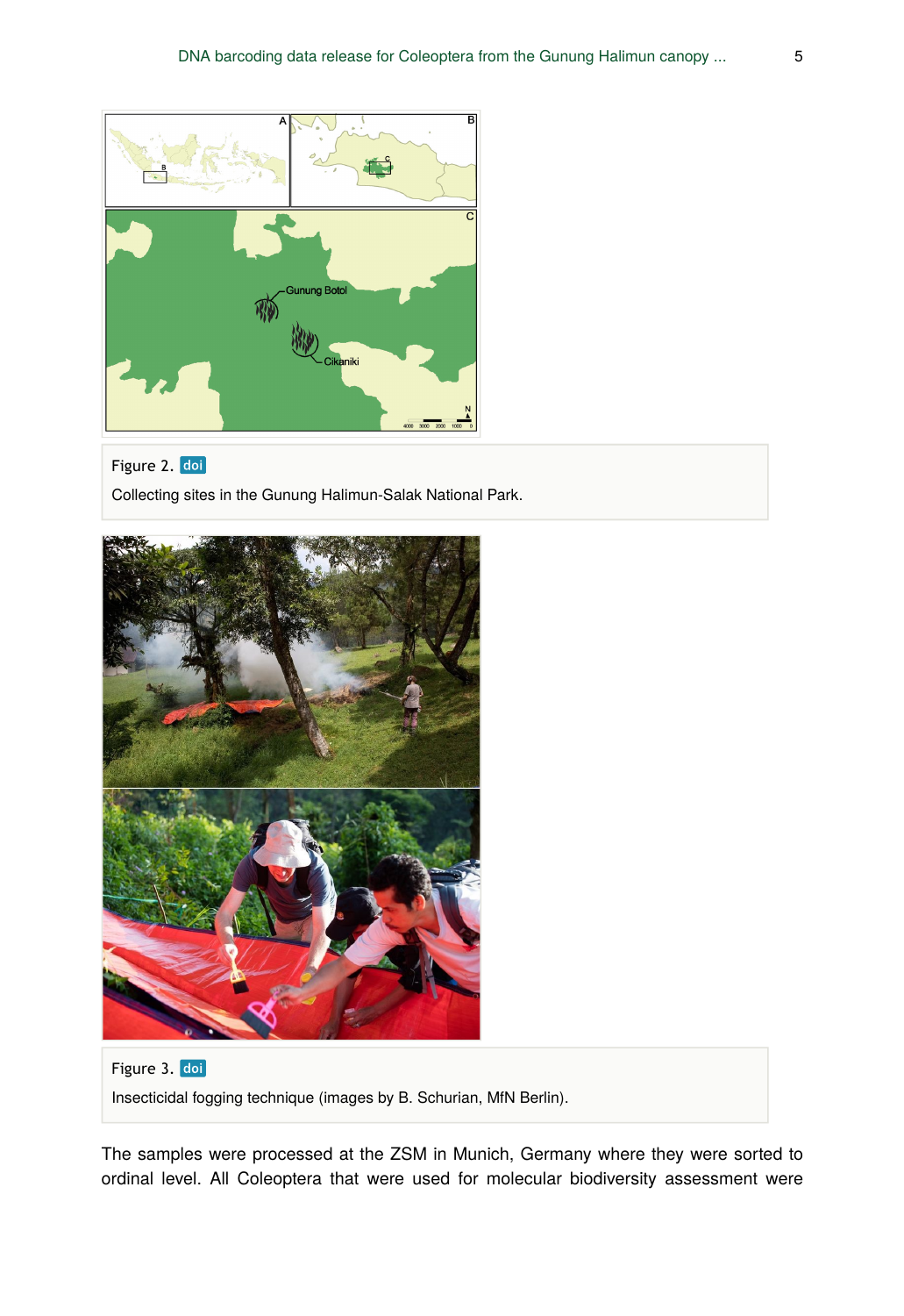Figure 2. doi

Collecting sites in the Gunung Halimun-Salak National Park.

Figure 3. doi

Insecticidal fogging technique (images by B. Schurian, MfN Berlin).

The samples were processed at the ZSM in Munich, Germany where they were sorted to ordinal level. All Coleoptera that were used for molecular biodiversity assessment were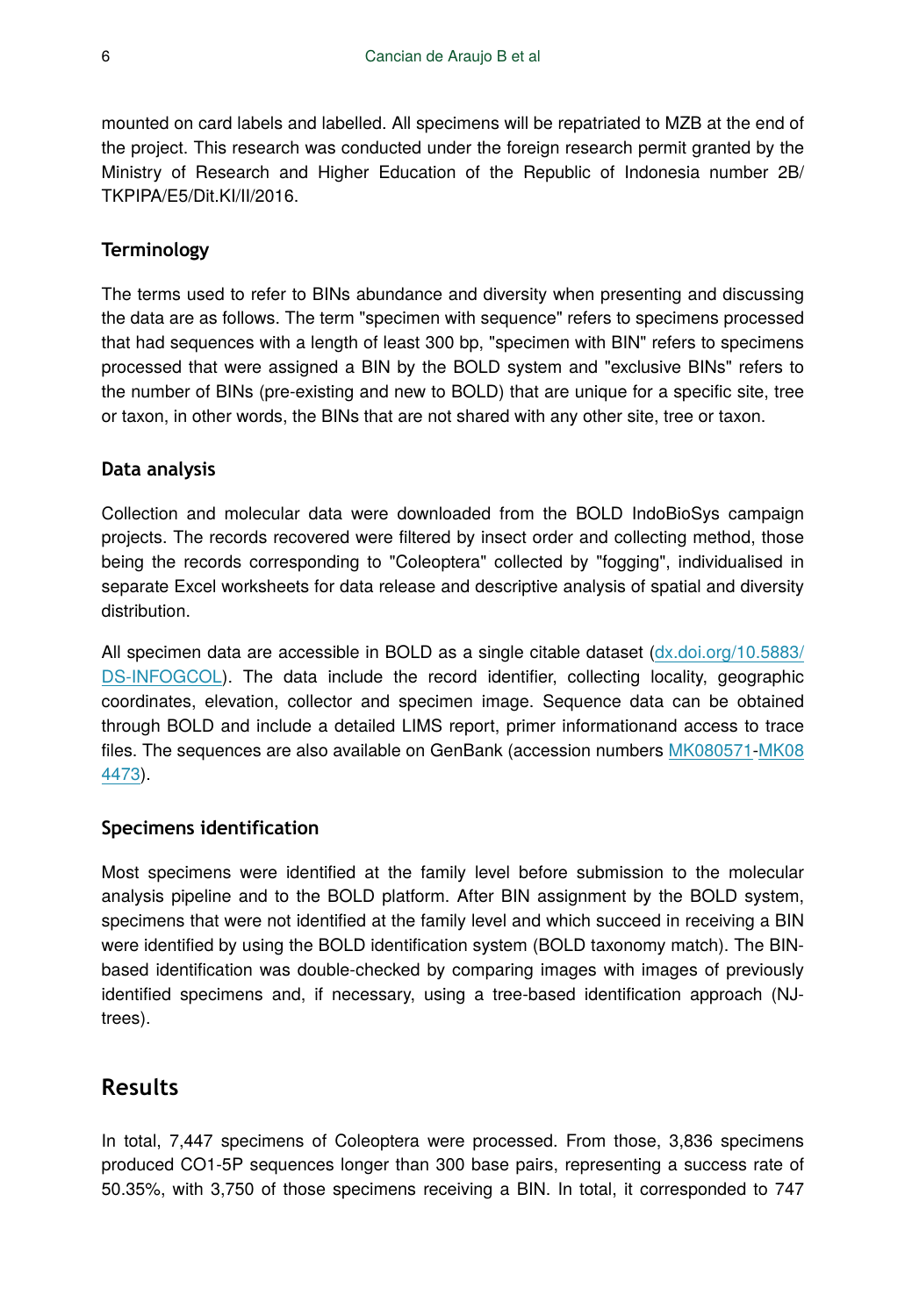mounted on card labels and labelled. All specimens will be repatriated to MZB at the end of the project. This research was conducted under the foreign research permit granted by the Ministry of Research and Higher Education of the Republic of Indonesia number 2B/TKPIPA/E5/Dit.KI/II/2016.

### Terminology

The terms used to refer to BINs abundance and diversity when presenting and discussing the data are as follows. The term "specimen with sequence" refers to specimens processed that had sequences with a length of least 300 bp, "specimen with BIN" refers to specimens processed that were assigned a BIN by the BOLD system and "exclusive BINs" refers to the number of BINs (pre-existing and new to BOLD) that are unique for a specific site, tree or taxon, in other words, the BINs that are not shared with any other site, tree or taxon.

### Data analysis

Collection and molecular data were downloaded from the BOLD IndoBioSys campaign projects. The records recovered were filtered by insect order and collecting method, those being the records corresponding to "Coleoptera" collected by "fogging", individualised in separate Excel worksheets for data release and descriptive analysis of spatial and diversity distribution.

All specimen data are accessible in BOLD as a single citable dataset (dx.doi.org/10.5883/DS-INFOGCOL). The data include the record identifier, collecting locality, geographic coordinates, elevation, collector and specimen image. Sequence data can be obtained through BOLD and include a detailed LIMS report, primer informationand access to trace files. The sequences are also available on GenBank (accession numbers MK080571-MK084473).

### Specimens identification

Most specimens were identified at the family level before submission to the molecular analysis pipeline and to the BOLD platform. After BIN assignment by the BOLD system, specimens that were not identified at the family level and which succeed in receiving a BIN were identified by using the BOLD identification system (BOLD taxonomy match). The BIN-based identification was double-checked by comparing images with images of previously identified specimens and, if necessary, using a tree-based identification approach (NJ-trees).

## Results

In total, 7,447 specimens of Coleoptera were processed. From those, 3,836 specimens produced CO1-5P sequences longer than 300 base pairs, representing a success rate of 50.35%, with 3,750 of those specimens receiving a BIN. In total, it corresponded to 747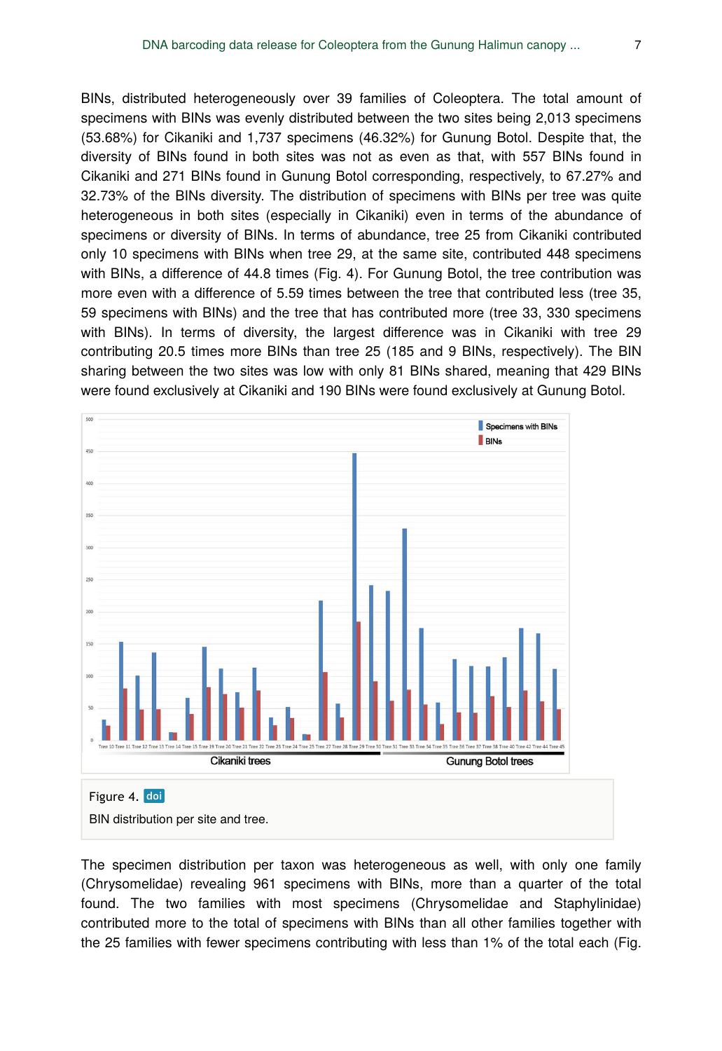BINs, distributed heterogeneously over 39 families of Coleoptera. The total amount of specimens with BINs was evenly distributed between the two sites being 2,013 specimens (53.68%) for Cikaniki and 1,737 specimens (46.32%) for Gunung Botol. Despite that, the diversity of BINs found in both sites was not as even as that, with 557 BINs found in Cikaniki and 271 BINs found in Gunung Botol corresponding, respectively, to 67.27% and 32.73% of the BINs diversity. The distribution of specimens with BINs per tree was quite heterogeneous in both sites (especially in Cikaniki) even in terms of the abundance of specimens or diversity of BINs. In terms of abundance, tree 25 from Cikaniki contributed only 10 specimens with BINs when tree 29, at the same site, contributed 448 specimens with BINs, a difference of 44.8 times (Fig. 4). For Gunung Botol, the tree contribution was more even with a difference of 5.59 times between the tree that contributed less (tree 35, 59 specimens with BINs) and the tree that has contributed more (tree 33, 330 specimens with BINs). In terms of diversity, the largest difference was in Cikaniki with tree 29 contributing 20.5 times more BINs than tree 25 (185 and 9 BINs, respectively). The BIN sharing between the two sites was low with only 81 BINs shared, meaning that 429 BINs were found exclusively at Cikaniki and 190 BINs were found exclusively at Gunung Botol.

Figure 4. doi

BIN distribution per site and tree.

The specimen distribution per taxon was heterogeneous as well, with only one family (Chrysomelidae) revealing 961 specimens with BINs, more than a quarter of the total found. The two families with most specimens (Chrysomelidae and Staphylinidae) contributed more to the total of specimens with BINs than all other families together with the 25 families with fewer specimens contributing with less than 1% of the total each (Fig.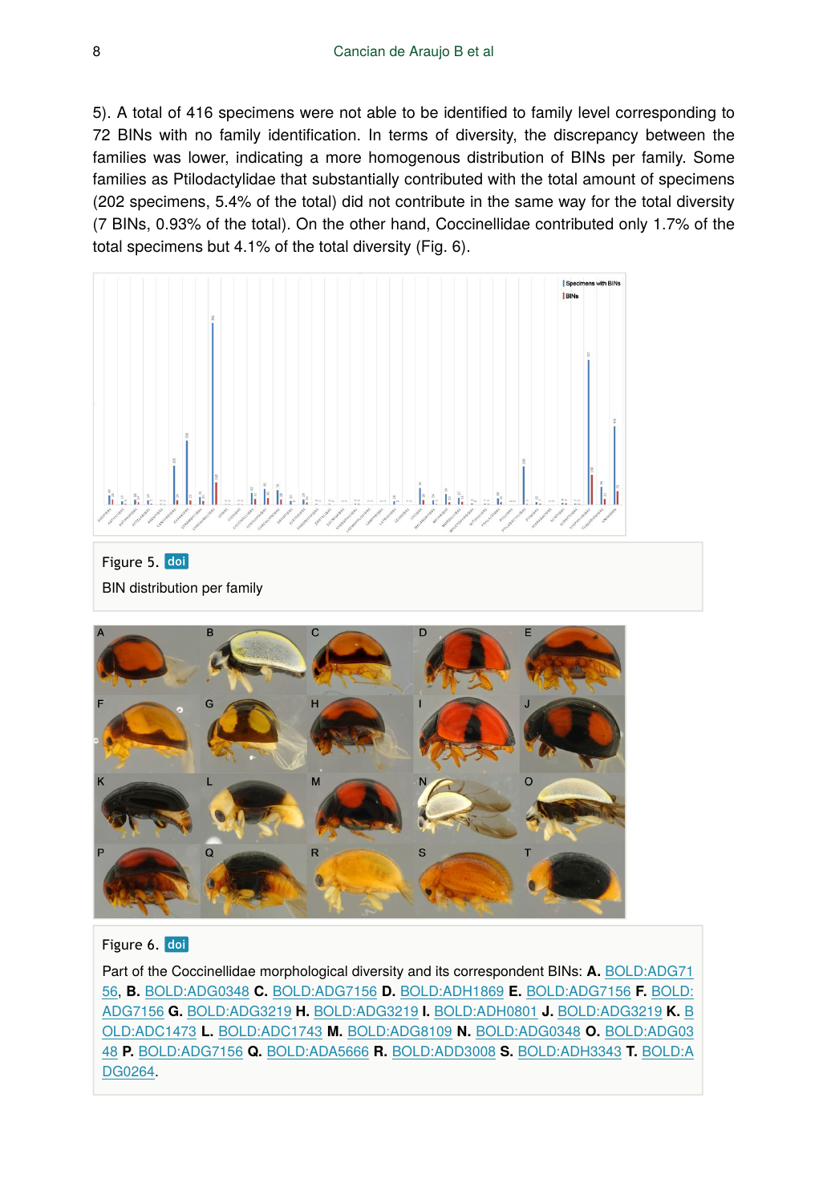5). A total of 416 specimens were not able to be identified to family level corresponding to 72 BINs with no family identification. In terms of diversity, the discrepancy between the families was lower, indicating a more homogenous distribution of BINs per family. Some families as Ptilodactylidae that substantially contributed with the total amount of specimens (202 specimens, 5.4% of the total) did not contribute in the same way for the total diversity (7 BINs, 0.93% of the total). On the other hand, Coccinellidae contributed only 1.7% of the total specimens but 4.1% of the total diversity (Fig. 6).

Figure 5. doi

BIN distribution per family

Figure 6. doi

Part of the Coccinellidae morphological diversity and its correspondent BINs: **A.** BOLD:ADG7156, **B.** BOLD:ADG0348 **C.** BOLD:ADG7156 **D.** BOLD:ADH1869 **E.** BOLD:ADG7156 **F.** BOLD:ADG7156 **G.** BOLD:ADG3219 **H.** BOLD:ADG3219 **I.** BOLD:ADH0801 **J.** BOLD:ADG3219 **K.** BOLD:ADC1473 **L.** BOLD:ADC1743 **M.** BOLD:ADG8109 **N.** BOLD:ADG0348 **O.** BOLD:ADG0348 **P.** BOLD:ADG7156 **Q.** BOLD:ADA5666 **R.** BOLD:ADD3008 **S.** BOLD:ADH3343 **T.** BOLD:ADG0264.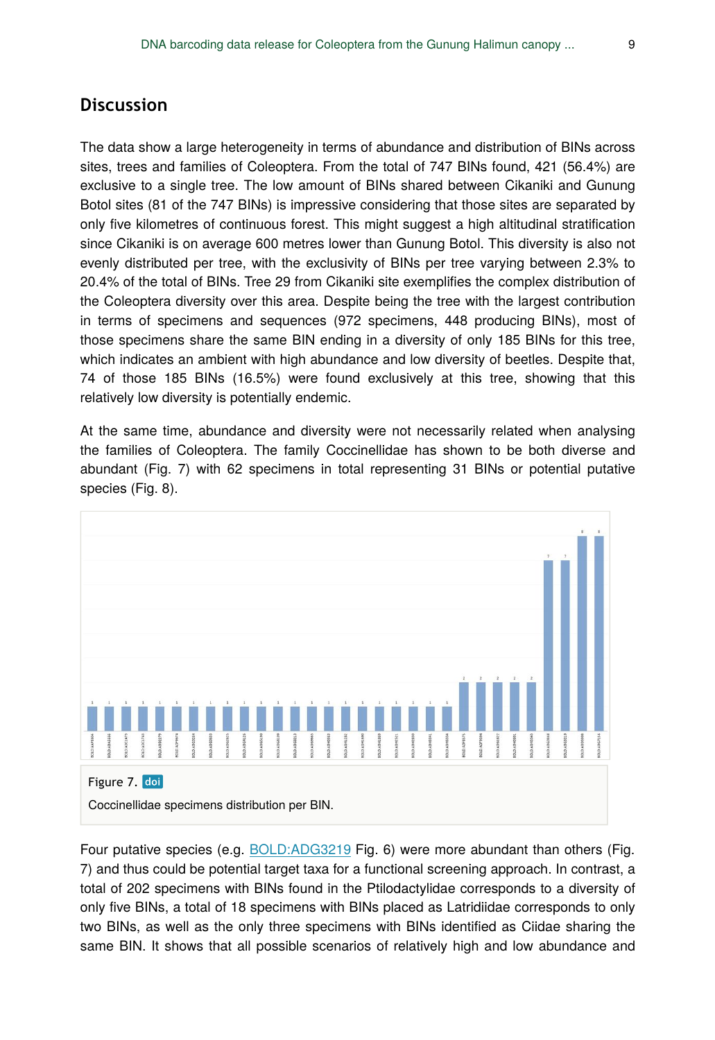## Discussion

The data show a large heterogeneity in terms of abundance and distribution of BINs across sites, trees and families of Coleoptera. From the total of 747 BINs found, 421 (56.4%) are exclusive to a single tree. The low amount of BINs shared between Cikaniki and Gunung Botol sites (81 of the 747 BINs) is impressive considering that those sites are separated by only five kilometres of continuous forest. This might suggest a high altitudinal stratification since Cikaniki is on average 600 metres lower than Gunung Botol. This diversity is also not evenly distributed per tree, with the exclusivity of BINs per tree varying between 2.3% to 20.4% of the total of BINs. Tree 29 from Cikaniki site exemplifies the complex distribution of the Coleoptera diversity over this area. Despite being the tree with the largest contribution in terms of specimens and sequences (972 specimens, 448 producing BINs), most of those specimens share the same BIN ending in a diversity of only 185 BINs for this tree, which indicates an ambient with high abundance and low diversity of beetles. Despite that, 74 of those 185 BINs (16.5%) were found exclusively at this tree, showing that this relatively low diversity is potentially endemic.

At the same time, abundance and diversity were not necessarily related when analysing the families of Coleoptera. The family Coccinellidae has shown to be both diverse and abundant (Fig. 7) with 62 specimens in total representing 31 BINs or potential putative species (Fig. 8).

Figure 7. doi

Coccinellidae specimens distribution per BIN.

Four putative species (e.g. BOLD:ADG3219 Fig. 6) were more abundant than others (Fig. 7) and thus could be potential target taxa for a functional screening approach. In contrast, a total of 202 specimens with BINs found in the Ptilodactylidae corresponds to a diversity of only five BINs, a total of 18 specimens with BINs placed as Latridiidae corresponds to only two BINs, as well as the only three specimens with BINs identified as Ciidae sharing the same BIN. It shows that all possible scenarios of relatively high and low abundance and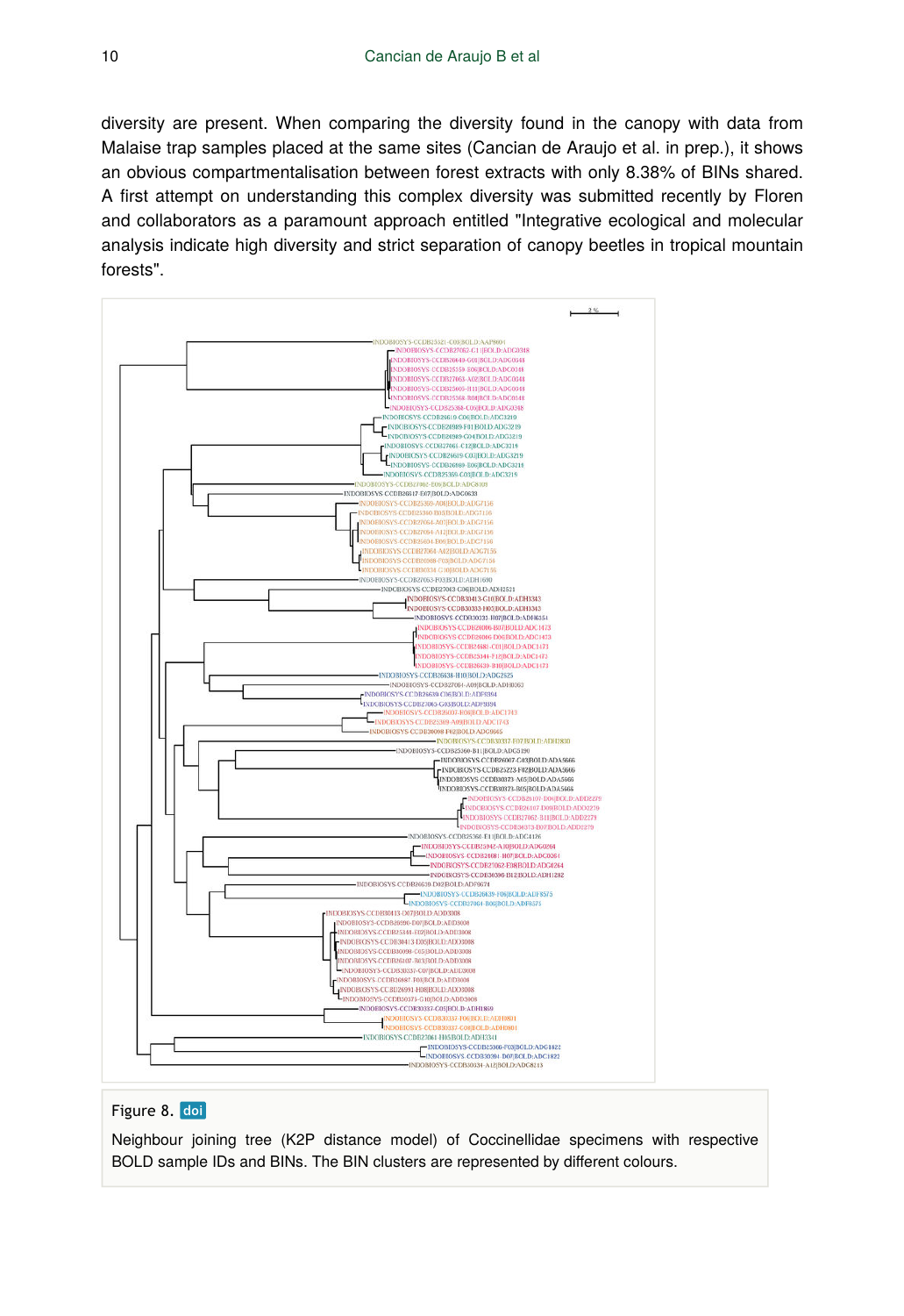diversity are present. When comparing the diversity found in the canopy with data from Malaise trap samples placed at the same sites (Cancian de Araujo et al. in prep.), it shows an obvious compartmentalisation between forest extracts with only 8.38% of BINs shared. A first attempt on understanding this complex diversity was submitted recently by Floren and collaborators as a paramount approach entitled "Integrative ecological and molecular analysis indicate high diversity and strict separation of canopy beetles in tropical mountain forests".

Figure 8. doi

Neighbour joining tree (K2P distance model) of Coccinellidae specimens with respective BOLD sample IDs and BINs. The BIN clusters are represented by different colours.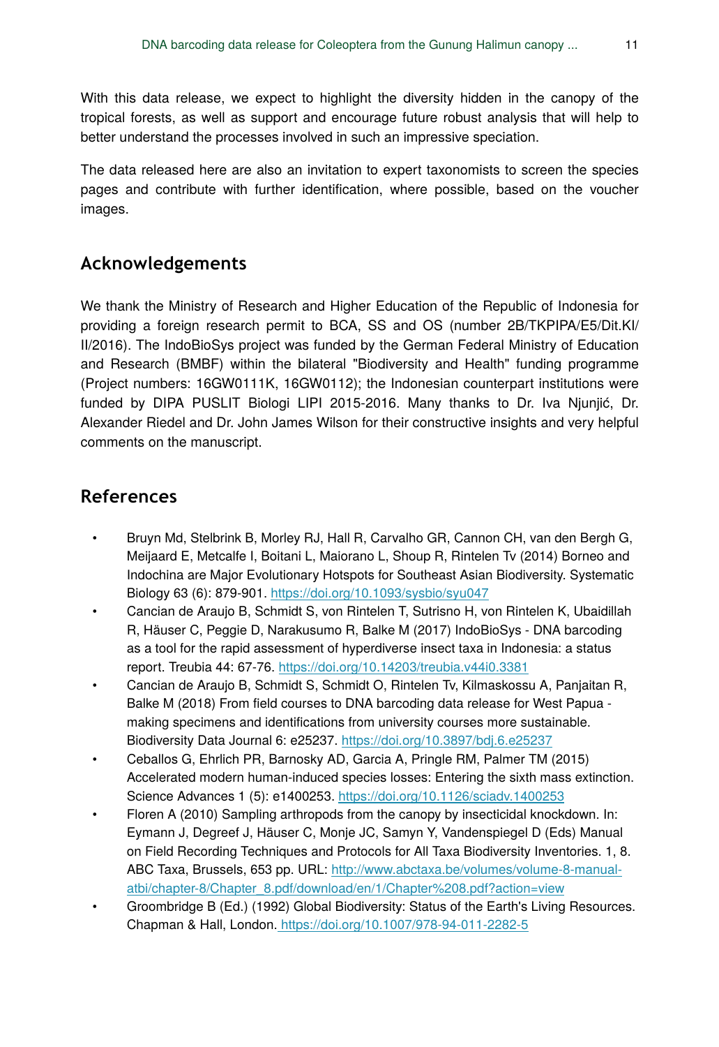With this data release, we expect to highlight the diversity hidden in the canopy of the tropical forests, as well as support and encourage future robust analysis that will help to better understand the processes involved in such an impressive speciation.

The data released here are also an invitation to expert taxonomists to screen the species pages and contribute with further identification, where possible, based on the voucher images.

## Acknowledgements

We thank the Ministry of Research and Higher Education of the Republic of Indonesia for providing a foreign research permit to BCA, SS and OS (number 2B/TKPIPA/E5/Dit.KI/II/2016). The IndoBioSys project was funded by the German Federal Ministry of Education and Research (BMBF) within the bilateral "Biodiversity and Health" funding programme (Project numbers: 16GW0111K, 16GW0112); the Indonesian counterpart institutions were funded by DIPA PUSLIT Biologi LIPI 2015-2016. Many thanks to Dr. Iva Njunjić, Dr. Alexander Riedel and Dr. John James Wilson for their constructive insights and very helpful comments on the manuscript.

## References

- Bruyn Md, Stelbrink B, Morley RJ, Hall R, Carvalho GR, Cannon CH, van den Bergh G, Meijaard E, Metcalfe I, Boitani L, Maiorano L, Shoup R, Rintelen Tv (2014) Borneo and Indochina are Major Evolutionary Hotspots for Southeast Asian Biodiversity. Systematic Biology 63 (6): 879-901. https://doi.org/10.1093/sysbio/syu047
- Cancian de Araujo B, Schmidt S, von Rintelen T, Sutrisno H, von Rintelen K, Ubaidillah R, Häuser C, Peggie D, Narakusumo R, Balke M (2017) IndoBioSys - DNA barcoding as a tool for the rapid assessment of hyperdiverse insect taxa in Indonesia: a status report. Treubia 44: 67-76. https://doi.org/10.14203/treubia.v44i0.3381
- Cancian de Araujo B, Schmidt S, Schmidt O, Rintelen Tv, Kilmaskossu A, Panjaitan R, Balke M (2018) From field courses to DNA barcoding data release for West Papua - making specimens and identifications from university courses more sustainable. Biodiversity Data Journal 6: e25237. https://doi.org/10.3897/bdj.6.e25237
- Ceballos G, Ehrlich PR, Barnosky AD, Garcia A, Pringle RM, Palmer TM (2015) Accelerated modern human-induced species losses: Entering the sixth mass extinction. Science Advances 1 (5): e1400253. https://doi.org/10.1126/sciadv.1400253
- Floren A (2010) Sampling arthropods from the canopy by insecticidal knockdown. In: Eymann J, Degreef J, Häuser C, Monje JC, Samyn Y, Vandenspiegel D (Eds) Manual on Field Recording Techniques and Protocols for All Taxa Biodiversity Inventories. 1, 8. ABC Taxa, Brussels, 653 pp. URL: http://www.abctaxa.be/volumes/volume-8-manual-atbi/chapter-8/Chapter_8.pdf/download/en/1/Chapter%208.pdf?action=view
- Groombridge B (Ed.) (1992) Global Biodiversity: Status of the Earth's Living Resources. Chapman & Hall, London. https://doi.org/10.1007/978-94-011-2282-5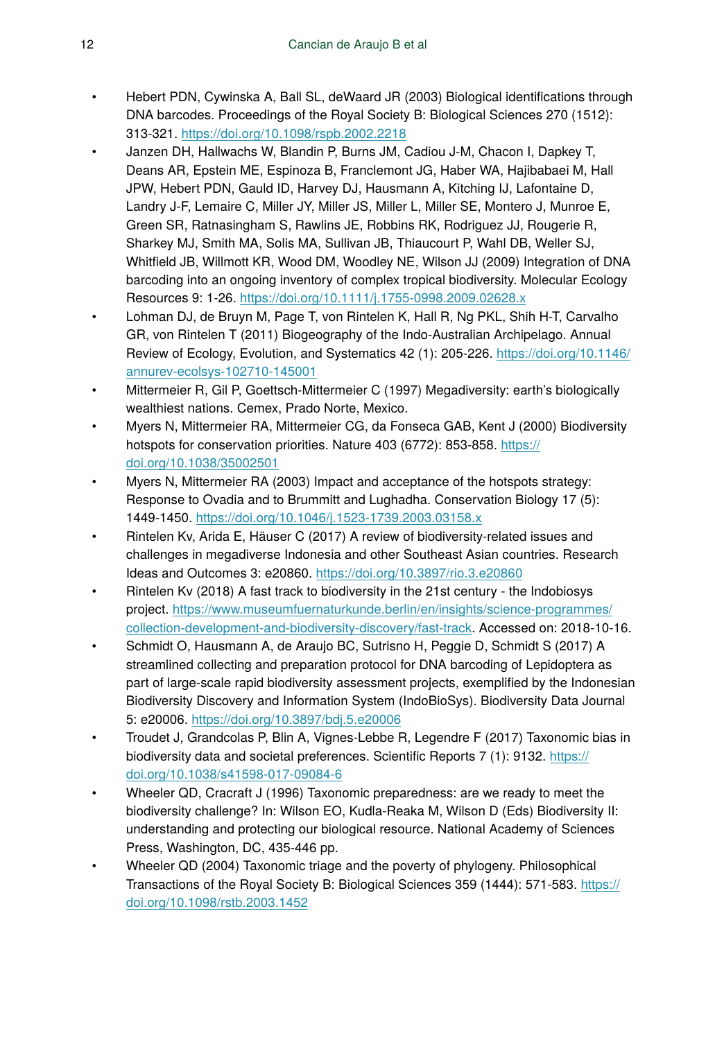- Hebert PDN, Cywinska A, Ball SL, deWaard JR (2003) Biological identifications through DNA barcodes. Proceedings of the Royal Society B: Biological Sciences 270 (1512): 313-321. https://doi.org/10.1098/rspb.2002.2218
- Janzen DH, Hallwachs W, Blandin P, Burns JM, Cadiou J-M, Chacon I, Dapkey T, Deans AR, Epstein ME, Espinoza B, Franclemont JG, Haber WA, Hajibabaei M, Hall JPW, Hebert PDN, Gauld ID, Harvey DJ, Hausmann A, Kitching IJ, Lafontaine D, Landry J-F, Lemaire C, Miller JY, Miller JS, Miller L, Miller SE, Montero J, Munroe E, Green SR, Ratnasingham S, Rawlins JE, Robbins RK, Rodriguez JJ, Rougerie R, Sharkey MJ, Smith MA, Solis MA, Sullivan JB, Thiaucourt P, Wahl DB, Weller SJ, Whitfield JB, Willmott KR, Wood DM, Woodley NE, Wilson JJ (2009) Integration of DNA barcoding into an ongoing inventory of complex tropical biodiversity. Molecular Ecology Resources 9: 1-26. https://doi.org/10.1111/j.1755-0998.2009.02628.x
- Lohman DJ, de Bruyn M, Page T, von Rintelen K, Hall R, Ng PKL, Shih H-T, Carvalho GR, von Rintelen T (2011) Biogeography of the Indo-Australian Archipelago. Annual Review of Ecology, Evolution, and Systematics 42 (1): 205-226. https://doi.org/10.1146/annurev-ecolsys-102710-145001
- Mittermeier R, Gil P, Goettsch-Mittermeier C (1997) Megadiversity: earth's biologically wealthiest nations. Cemex, Prado Norte, Mexico.
- Myers N, Mittermeier RA, Mittermeier CG, da Fonseca GAB, Kent J (2000) Biodiversity hotspots for conservation priorities. Nature 403 (6772): 853-858. https://doi.org/10.1038/35002501
- Myers N, Mittermeier RA (2003) Impact and acceptance of the hotspots strategy: Response to Ovadia and to Brummitt and Lughadha. Conservation Biology 17 (5): 1449-1450. https://doi.org/10.1046/j.1523-1739.2003.03158.x
- Rintelen Kv, Arida E, Häuser C (2017) A review of biodiversity-related issues and challenges in megadiverse Indonesia and other Southeast Asian countries. Research Ideas and Outcomes 3: e20860. https://doi.org/10.3897/rio.3.e20860
- Rintelen Kv (2018) A fast track to biodiversity in the 21st century - the Indobiosys project. https://www.museumfuernaturkunde.berlin/en/insights/science-programmes/collection-development-and-biodiversity-discovery/fast-track. Accessed on: 2018-10-16.
- Schmidt O, Hausmann A, de Araujo BC, Sutrisno H, Peggie D, Schmidt S (2017) A streamlined collecting and preparation protocol for DNA barcoding of Lepidoptera as part of large-scale rapid biodiversity assessment projects, exemplified by the Indonesian Biodiversity Discovery and Information System (IndoBioSys). Biodiversity Data Journal 5: e20006. https://doi.org/10.3897/bdj.5.e20006
- Troudet J, Grandcolas P, Blin A, Vignes-Lebbe R, Legendre F (2017) Taxonomic bias in biodiversity data and societal preferences. Scientific Reports 7 (1): 9132. https://doi.org/10.1038/s41598-017-09084-6
- Wheeler QD, Cracraft J (1996) Taxonomic preparedness: are we ready to meet the biodiversity challenge? In: Wilson EO, Kudla-Reaka M, Wilson D (Eds) Biodiversity II: understanding and protecting our biological resource. National Academy of Sciences Press, Washington, DC, 435-446 pp.
- Wheeler QD (2004) Taxonomic triage and the poverty of phylogeny. Philosophical Transactions of the Royal Society B: Biological Sciences 359 (1444): 571-583. https://doi.org/10.1098/rstb.2003.1452